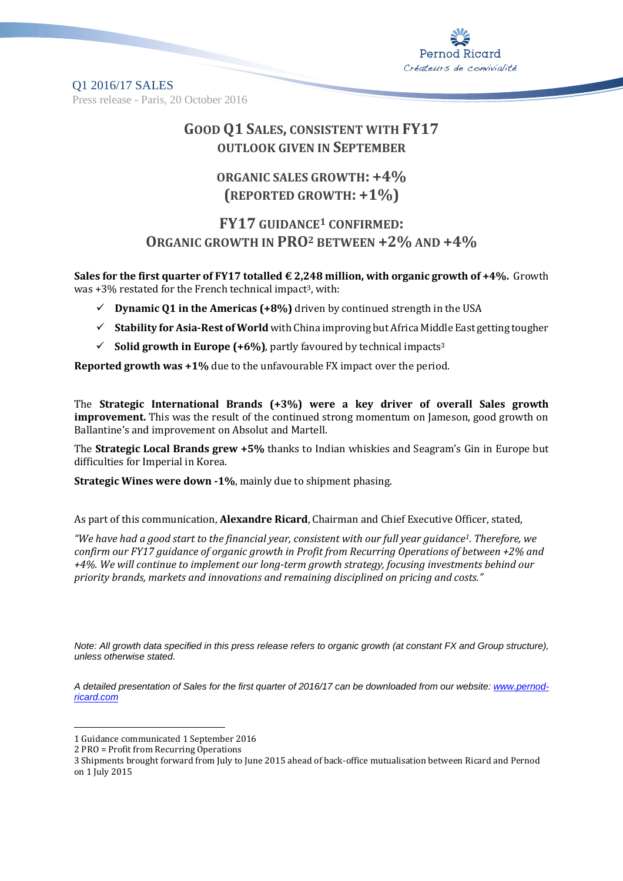Q1 2016/17 SALES

Press release - Paris, 20 October 2016

# GOOD Q1 SALES, CONSISTENT WITH FY17 OUTLOOK GIVEN IN SEPTEMBER

## ORGANIC SALES GROWTH: +4% (REPORTED GROWTH: +1%)

## FY17 GUIDANCE[1] CONFIRMED: ORGANIC GROWTH IN PRO[2] BETWEEN +2% AND +4%

**Sales for the first quarter of FY17 totalled € 2,248 million, with organic growth of +4%.** Growth was +3% restated for the French technical impact[3], with:

- ✓ **Dynamic Q1 in the Americas (+8%)** driven by continued strength in the USA
- ✓ **Stability for Asia-Rest of World** with China improving but Africa Middle East getting tougher
- ✓ **Solid growth in Europe (+6%)**, partly favoured by technical impacts[3]

**Reported growth was +1%** due to the unfavourable FX impact over the period.

The **Strategic International Brands (+3%) were a key driver of overall Sales growth improvement.** This was the result of the continued strong momentum on Jameson, good growth on Ballantine's and improvement on Absolut and Martell.

The **Strategic Local Brands grew +5%** thanks to Indian whiskies and Seagram's Gin in Europe but difficulties for Imperial in Korea.

**Strategic Wines were down -1%**, mainly due to shipment phasing.

As part of this communication, **Alexandre Ricard**, Chairman and Chief Executive Officer, stated,

*"We have had a good start to the financial year, consistent with our full year guidance[1]. Therefore, we confirm our FY17 guidance of organic growth in Profit from Recurring Operations of between +2% and +4%. We will continue to implement our long-term growth strategy, focusing investments behind our priority brands, markets and innovations and remaining disciplined on pricing and costs."*

*Note: All growth data specified in this press release refers to organic growth (at constant FX and Group structure), unless otherwise stated.*

*A detailed presentation of Sales for the first quarter of 2016/17 can be downloaded from our website: [www.pernod-ricard.com](http://www.pernod-ricard.com)*

---

1 Guidance communicated 1 September 2016

2 PRO = Profit from Recurring Operations

3 Shipments brought forward from July to June 2015 ahead of back-office mutualisation between Ricard and Pernod on 1 July 2015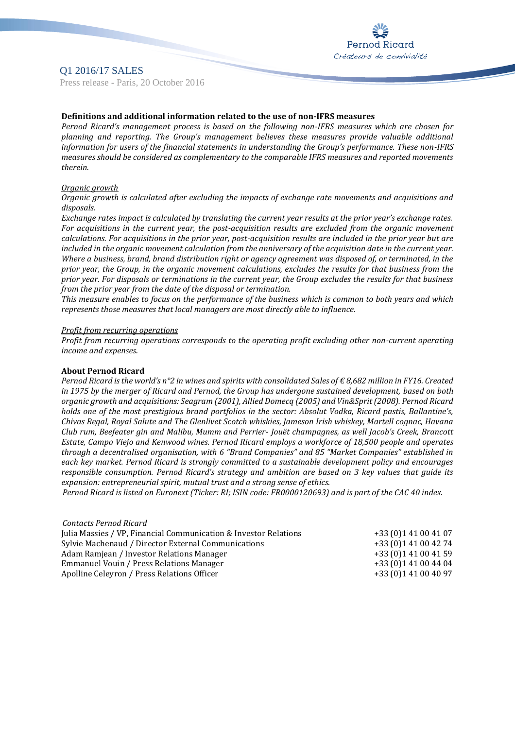**Definitions and additional information related to the use of non-IFRS measures**

*Pernod Ricard's management process is based on the following non-IFRS measures which are chosen for planning and reporting. The Group's management believes these measures provide valuable additional information for users of the financial statements in understanding the Group's performance. These non-IFRS measures should be considered as complementary to the comparable IFRS measures and reported movements therein.*

*Organic growth*

*Organic growth is calculated after excluding the impacts of exchange rate movements and acquisitions and disposals.*

*Exchange rates impact is calculated by translating the current year results at the prior year's exchange rates. For acquisitions in the current year, the post-acquisition results are excluded from the organic movement calculations. For acquisitions in the prior year, post-acquisition results are included in the prior year but are included in the organic movement calculation from the anniversary of the acquisition date in the current year. Where a business, brand, brand distribution right or agency agreement was disposed of, or terminated, in the prior year, the Group, in the organic movement calculations, excludes the results for that business from the prior year. For disposals or terminations in the current year, the Group excludes the results for that business from the prior year from the date of the disposal or termination.*

*This measure enables to focus on the performance of the business which is common to both years and which represents those measures that local managers are most directly able to influence.*

*Profit from recurring operations*

*Profit from recurring operations corresponds to the operating profit excluding other non-current operating income and expenses.*

**About Pernod Ricard**

*Pernod Ricard is the world's n°2 in wines and spirits with consolidated Sales of € 8,682 million in FY16. Created in 1975 by the merger of Ricard and Pernod, the Group has undergone sustained development, based on both organic growth and acquisitions: Seagram (2001), Allied Domecq (2005) and Vin&Sprit (2008). Pernod Ricard holds one of the most prestigious brand portfolios in the sector: Absolut Vodka, Ricard pastis, Ballantine's, Chivas Regal, Royal Salute and The Glenlivet Scotch whiskies, Jameson Irish whiskey, Martell cognac, Havana Club rum, Beefeater gin and Malibu, Mumm and Perrier- Jouët champagnes, as well Jacob's Creek, Brancott Estate, Campo Viejo and Kenwood wines. Pernod Ricard employs a workforce of 18,500 people and operates through a decentralised organisation, with 6 "Brand Companies" and 85 "Market Companies" established in each key market. Pernod Ricard is strongly committed to a sustainable development policy and encourages responsible consumption. Pernod Ricard's strategy and ambition are based on 3 key values that guide its expansion: entrepreneurial spirit, mutual trust and a strong sense of ethics.*

*Pernod Ricard is listed on Euronext (Ticker: RI; ISIN code: FR0000120693) and is part of the CAC 40 index.*

*Contacts Pernod Ricard*

| | |
|---|---|
| Julia Massies / VP, Financial Communication & Investor Relations | +33 (0)1 41 00 41 07 |
| Sylvie Machenaud / Director External Communications | +33 (0)1 41 00 42 74 |
| Adam Ramjean / Investor Relations Manager | +33 (0)1 41 00 41 59 |
| Emmanuel Vouin / Press Relations Manager | +33 (0)1 41 00 44 04 |
| Apolline Celeyron / Press Relations Officer | +33 (0)1 41 00 40 97 |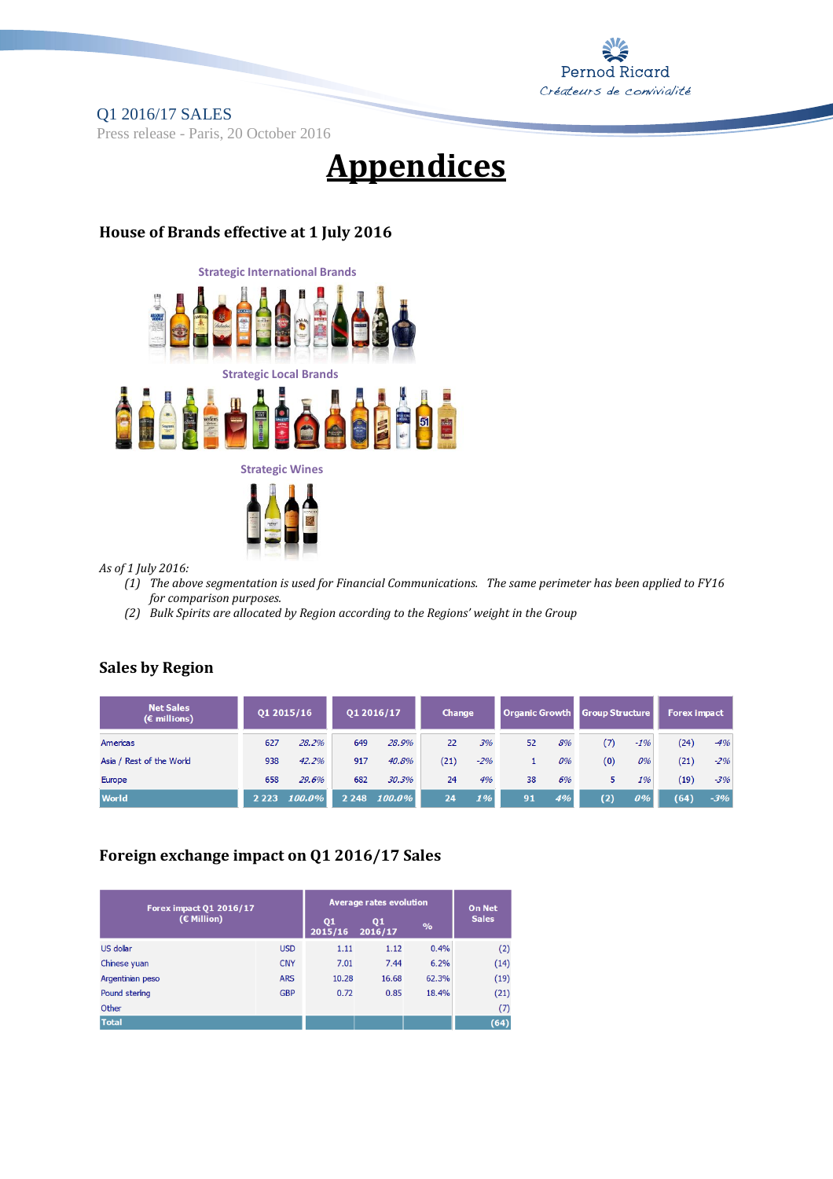Q1 2016/17 SALES

Press release - Paris, 20 October 2016

# Appendices

## House of Brands effective at 1 July 2016

Strategic International Brands

Strategic Local Brands

Strategic Wines

*As of 1 July 2016:*

1. *The above segmentation is used for Financial Communications. The same perimeter has been applied to FY16 for comparison purposes.*
2. *Bulk Spirits are allocated by Region according to the Regions' weight in the Group*

## Sales by Region

| Net Sales (€ millions) | Q1 2015/16 | | Q1 2016/17 | | Change | | Organic Growth | | Group Structure | | Forex impact | |
|---|---|---|---|---|---|---|---|---|---|---|---|---|
| Americas | 627 | *28.2%* | 649 | *28.9%* | 22 | *3%* | 52 | *8%* | (7) | *-1%* | (24) | *-4%* |
| Asia / Rest of the World | 938 | *42.2%* | 917 | *40.8%* | (21) | *-2%* | 1 | *0%* | (0) | *0%* | (21) | *-2%* |
| Europe | 658 | *29.6%* | 682 | *30.3%* | 24 | *4%* | 38 | *6%* | 5 | *1%* | (19) | *-3%* |
| **World** | **2 223** | ***100.0%*** | **2 248** | ***100.0%*** | **24** | ***1%*** | **91** | ***4%*** | **(2)** | ***0%*** | **(64)** | ***-3%*** |

## Foreign exchange impact on Q1 2016/17 Sales

| Forex impact Q1 2016/17 (€ Million) | | Average rates evolution | | | On Net Sales |
|---|---|---|---|---|---|
| | | Q1 2015/16 | Q1 2016/17 | % | |
| US dollar | USD | 1.11 | 1.12 | 0.4% | (2) |
| Chinese yuan | CNY | 7.01 | 7.44 | 6.2% | (14) |
| Argentinian peso | ARS | 10.28 | 16.68 | 62.3% | (19) |
| Pound sterling | GBP | 0.72 | 0.85 | 18.4% | (21) |
| Other | | | | | (7) |
| **Total** | | | | | **(64)** |